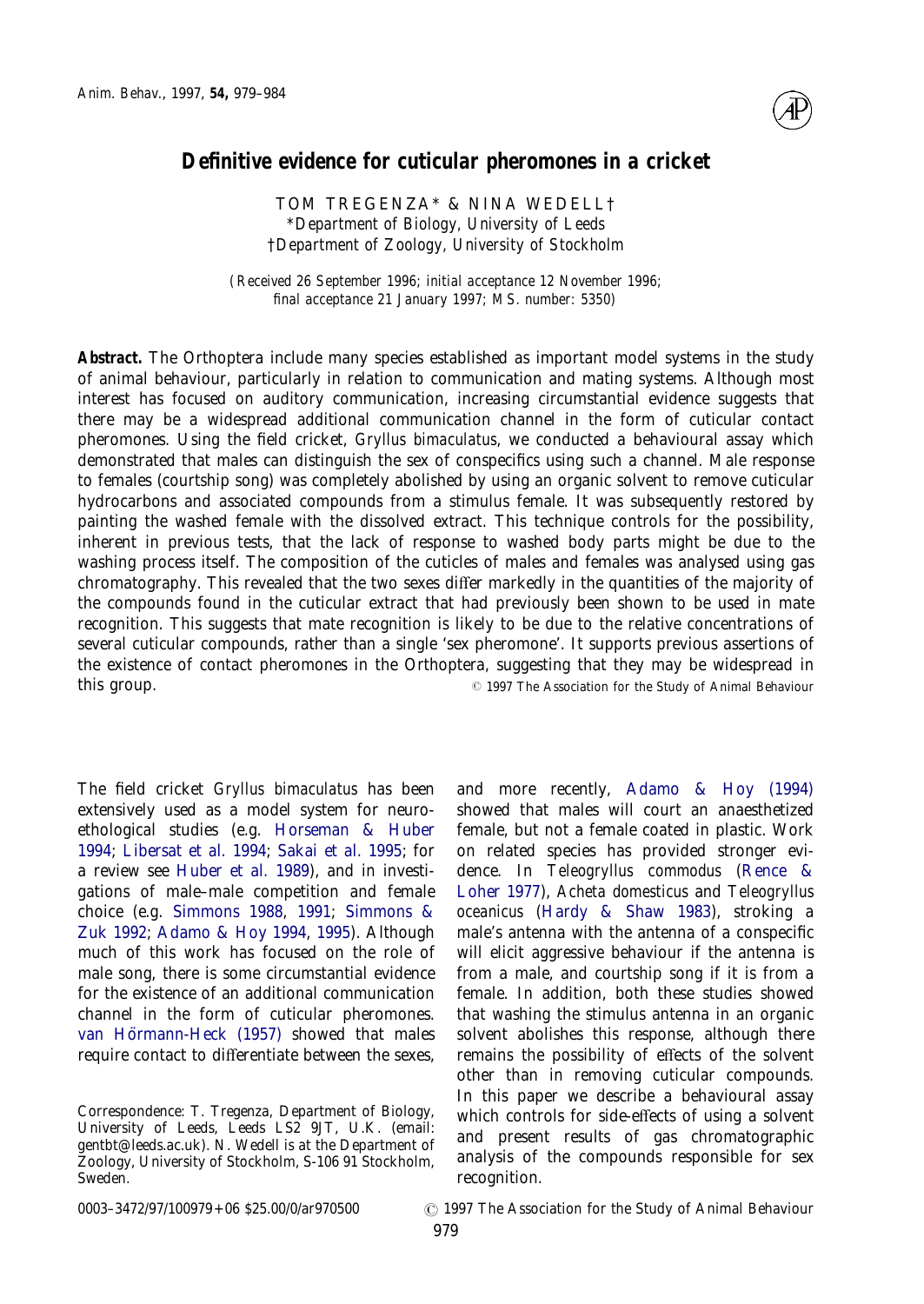# Definitive evidence for cuticular pheromones in a cricket

TOM TREGENZA* & NINA WEDELL†

*Department of Biology, University of Leeds*

†*Department of Zoology, University of Stockholm*

*(Received 26 September 1996; initial acceptance 12 November 1996; final acceptance 21 January 1997; MS. number: 5350)*

**Abstract.** The Orthoptera include many species established as important model systems in the study of animal behaviour, particularly in relation to communication and mating systems. Although most interest has focused on auditory communication, increasing circumstantial evidence suggests that there may be a widespread additional communication channel in the form of cuticular contact pheromones. Using the field cricket, *Gryllus bimaculatus*, we conducted a behavioural assay which demonstrated that males can distinguish the sex of conspecifics using such a channel. Male response to females (courtship song) was completely abolished by using an organic solvent to remove cuticular hydrocarbons and associated compounds from a stimulus female. It was subsequently restored by painting the washed female with the dissolved extract. This technique controls for the possibility, inherent in previous tests, that the lack of response to washed body parts might be due to the washing process itself. The composition of the cuticles of males and females was analysed using gas chromatography. This revealed that the two sexes differ markedly in the quantities of the majority of the compounds found in the cuticular extract that had previously been shown to be used in mate recognition. This suggests that mate recognition is likely to be due to the relative concentrations of several cuticular compounds, rather than a single 'sex pheromone'. It supports previous assertions of the existence of contact pheromones in the Orthoptera, suggesting that they may be widespread in this group.

© 1997 The Association for the Study of Animal Behaviour

The field cricket *Gryllus bimaculatus* has been extensively used as a model system for neuroethological studies (e.g. Horseman & Huber 1994; Libersat et al. 1994; Sakai et al. 1995; for a review see Huber et al. 1989), and in investigations of male–male competition and female choice (e.g. Simmons 1988, 1991; Simmons & Zuk 1992; Adamo & Hoy 1994, 1995). Although much of this work has focused on the role of male song, there is some circumstantial evidence for the existence of an additional communication channel in the form of cuticular pheromones. van Hörmann-Heck (1957) showed that males require contact to differentiate between the sexes, and more recently, Adamo & Hoy (1994) showed that males will court an anaesthetized female, but not a female coated in plastic. Work on related species has provided stronger evidence. In *Teleogryllus commodus* (Rence & Loher 1977), *Acheta domesticus* and *Teleogryllus oceanicus* (Hardy & Shaw 1983), stroking a male's antenna with the antenna of a conspecific will elicit aggressive behaviour if the antenna is from a male, and courtship song if it is from a female. In addition, both these studies showed that washing the stimulus antenna in an organic solvent abolishes this response, although there remains the possibility of effects of the solvent other than in removing cuticular compounds. In this paper we describe a behavioural assay which controls for side-effects of using a solvent and present results of gas chromatographic analysis of the compounds responsible for sex recognition.

Correspondence: T. Tregenza, Department of Biology, University of Leeds, Leeds LS2 9JT, U.K. (email: gentbt@leeds.ac.uk). N. Wedell is at the Department of Zoology, University of Stockholm, S-106 91 Stockholm, Sweden.

0003–3472/97/100979+06 $25.00/0/ar970500

© 1997 The Association for the Study of Animal Behaviour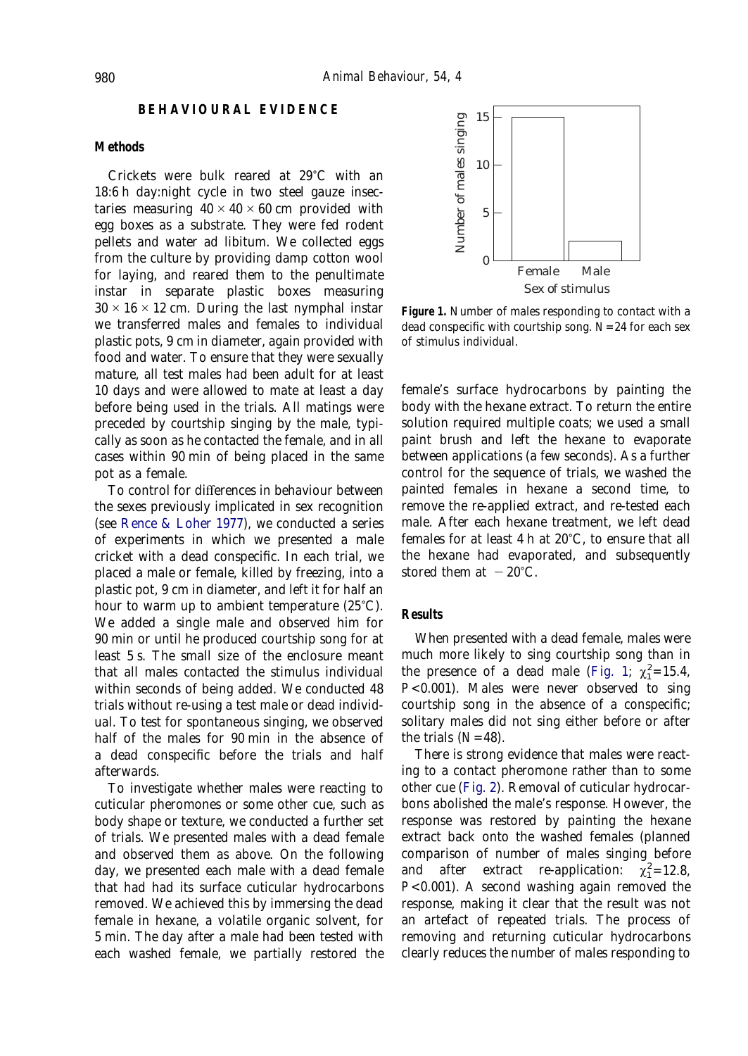## BEHAVIOURAL EVIDENCE

### Methods

Crickets were bulk reared at 29°C with an 18:6 h day:night cycle in two steel gauze insectaries measuring 40 × 40 × 60 cm provided with egg boxes as a substrate. They were fed rodent pellets and water ad libitum. We collected eggs from the culture by providing damp cotton wool for laying, and reared them to the penultimate instar in separate plastic boxes measuring 30 × 16 × 12 cm. During the last nymphal instar we transferred males and females to individual plastic pots, 9 cm in diameter, again provided with food and water. To ensure that they were sexually mature, all test males had been adult for at least 10 days and were allowed to mate at least a day before being used in the trials. All matings were preceded by courtship singing by the male, typically as soon as he contacted the female, and in all cases within 90 min of being placed in the same pot as a female.

To control for differences in behaviour between the sexes previously implicated in sex recognition (see Rence & Loher 1977), we conducted a series of experiments in which we presented a male cricket with a dead conspecific. In each trial, we placed a male or female, killed by freezing, into a plastic pot, 9 cm in diameter, and left it for half an hour to warm up to ambient temperature (25°C). We added a single male and observed him for 90 min or until he produced courtship song for at least 5 s. The small size of the enclosure meant that all males contacted the stimulus individual within seconds of being added. We conducted 48 trials without re-using a test male or dead individual. To test for spontaneous singing, we observed half of the males for 90 min in the absence of a dead conspecific before the trials and half afterwards.

To investigate whether males were reacting to cuticular pheromones or some other cue, such as body shape or texture, we conducted a further set of trials. We presented males with a dead female and observed them as above. On the following day, we presented each male with a dead female that had had its surface cuticular hydrocarbons removed. We achieved this by immersing the dead female in hexane, a volatile organic solvent, for 5 min. The day after a male had been tested with each washed female, we partially restored the female's surface hydrocarbons by painting the body with the hexane extract. To return the entire solution required multiple coats; we used a small paint brush and left the hexane to evaporate between applications (a few seconds). As a further control for the sequence of trials, we washed the painted females in hexane a second time, to remove the re-applied extract, and re-tested each male. After each hexane treatment, we left dead females for at least 4 h at 20°C, to ensure that all the hexane had evaporated, and subsequently stored them at −20°C.

**Figure 1.** Number of males responding to contact with a dead conspecific with courtship song. $N=24$ for each sex of stimulus individual.

### Results

When presented with a dead female, males were much more likely to sing courtship song than in the presence of a dead male (Fig. 1; $\chi^2_1=15.4$, $P<0.001$). Males were never observed to sing courtship song in the absence of a conspecific; solitary males did not sing either before or after the trials ($N=48$).

There is strong evidence that males were reacting to a contact pheromone rather than to some other cue (Fig. 2). Removal of cuticular hydrocarbons abolished the male's response. However, the response was restored by painting the hexane extract back onto the washed females (planned comparison of number of males singing before and after extract re-application: $\chi^2_1=12.8$, $P<0.001$). A second washing again removed the response, making it clear that the result was not an artefact of repeated trials. The process of removing and returning cuticular hydrocarbons clearly reduces the number of males responding to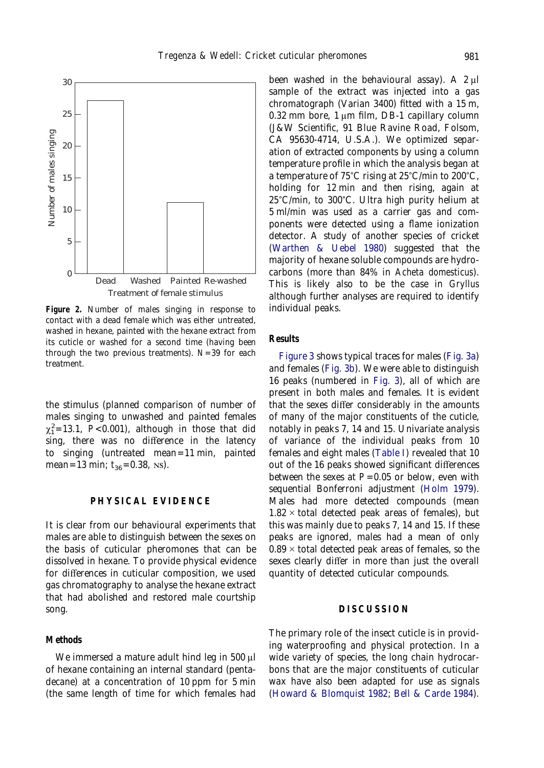**Figure 2.** Number of males singing in response to contact with a dead female which was either untreated, washed in hexane, painted with the hexane extract from its cuticle or washed for a second time (having been through the two previous treatments). $N=39$ for each treatment.

the stimulus (planned comparison of number of males singing to unwashed and painted females $\chi^2_1=13.1$, $P<0.001$), although in those that did sing, there was no difference in the latency to singing (untreated mean=11 min, painted mean=13 min; $t_{36}=0.38$, NS).

## PHYSICAL EVIDENCE

It is clear from our behavioural experiments that males are able to distinguish between the sexes on the basis of cuticular pheromones that can be dissolved in hexane. To provide physical evidence for differences in cuticular composition, we used gas chromatography to analyse the hexane extract that had abolished and restored male courtship song.

### Methods

We immersed a mature adult hind leg in 500 μl of hexane containing an internal standard (pentadecane) at a concentration of 10 ppm for 5 min (the same length of time for which females had been washed in the behavioural assay). A 2 μl sample of the extract was injected into a gas chromatograph (Varian 3400) fitted with a 15 m, 0.32 mm bore, 1 μm film, DB-1 capillary column (J&W Scientific, 91 Blue Ravine Road, Folsom, CA 95630-4714, U.S.A.). We optimized separation of extracted components by using a column temperature profile in which the analysis began at a temperature of 75°C rising at 25°C/min to 200°C, holding for 12 min and then rising, again at 25°C/min, to 300°C. Ultra high purity helium at 5 ml/min was used as a carrier gas and components were detected using a flame ionization detector. A study of another species of cricket (Warthen & Uebel 1980) suggested that the majority of hexane soluble compounds are hydrocarbons (more than 84% in *Acheta domesticus*). This is likely also to be the case in *Gryllus* although further analyses are required to identify individual peaks.

### Results

Figure 3 shows typical traces for males (Fig. 3a) and females (Fig. 3b). We were able to distinguish 16 peaks (numbered in Fig. 3), all of which are present in both males and females. It is evident that the sexes differ considerably in the amounts of many of the major constituents of the cuticle, notably in peaks 7, 14 and 15. Univariate analysis of variance of the individual peaks from 10 females and eight males (Table I) revealed that 10 out of the 16 peaks showed significant differences between the sexes at $P=0.05$ or below, even with sequential Bonferroni adjustment (Holm 1979). Males had more detected compounds (mean $1.82\times$ total detected peak areas of females), but this was mainly due to peaks 7, 14 and 15. If these peaks are ignored, males had a mean of only $0.89\times$ total detected peak areas of females, so the sexes clearly differ in more than just the overall quantity of detected cuticular compounds.

## DISCUSSION

The primary role of the insect cuticle is in providing waterproofing and physical protection. In a wide variety of species, the long chain hydrocarbons that are the major constituents of cuticular wax have also been adapted for use as signals (Howard & Blomquist 1982; Bell & Carde 1984).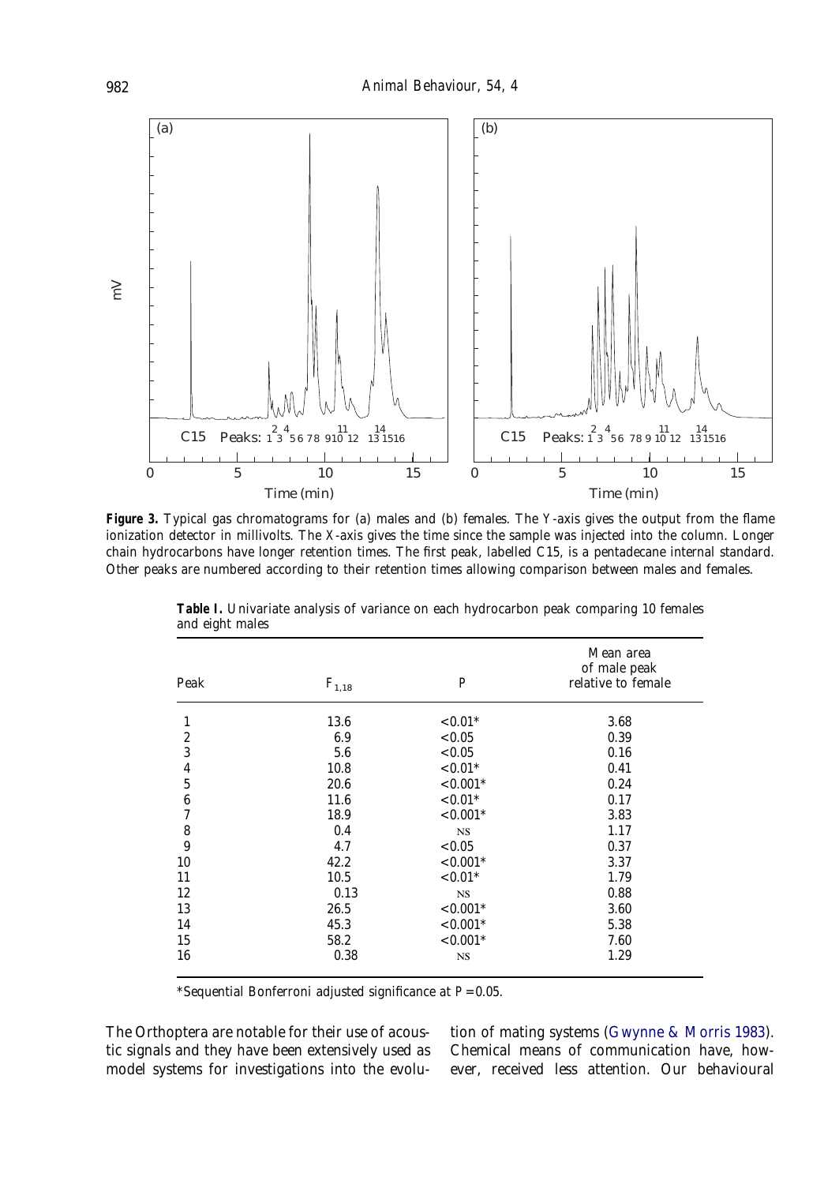**Figure 3.** Typical gas chromatograms for (a) males and (b) females. The Y-axis gives the output from the flame ionization detector in millivolts. The X-axis gives the time since the sample was injected into the column. Longer chain hydrocarbons have longer retention times. The first peak, labelled C15, is a pentadecane internal standard. Other peaks are numbered according to their retention times allowing comparison between males and females.

**Table I.** Univariate analysis of variance on each hydrocarbon peak comparing 10 females and eight males

| Peak | $F_{1,18}$ | $P$ | Mean area of male peak relative to female |
|---|---|---|---|
| 1 | 13.6 | <0.01* | 3.68 |
| 2 | 6.9 | <0.05 | 0.39 |
| 3 | 5.6 | <0.05 | 0.16 |
| 4 | 10.8 | <0.01* | 0.41 |
| 5 | 20.6 | <0.001* | 0.24 |
| 6 | 11.6 | <0.01* | 0.17 |
| 7 | 18.9 | <0.001* | 3.83 |
| 8 | 0.4 | NS | 1.17 |
| 9 | 4.7 | <0.05 | 0.37 |
| 10 | 42.2 | <0.001* | 3.37 |
| 11 | 10.5 | <0.01* | 1.79 |
| 12 | 0.13 | NS | 0.88 |
| 13 | 26.5 | <0.001* | 3.60 |
| 14 | 45.3 | <0.001* | 5.38 |
| 15 | 58.2 | <0.001* | 7.60 |
| 16 | 0.38 | NS | 1.29 |

*Sequential Bonferroni adjusted significance at $P=0.05$.

The Orthoptera are notable for their use of acoustic signals and they have been extensively used as model systems for investigations into the evolution of mating systems (Gwynne & Morris 1983). Chemical means of communication have, however, received less attention. Our behavioural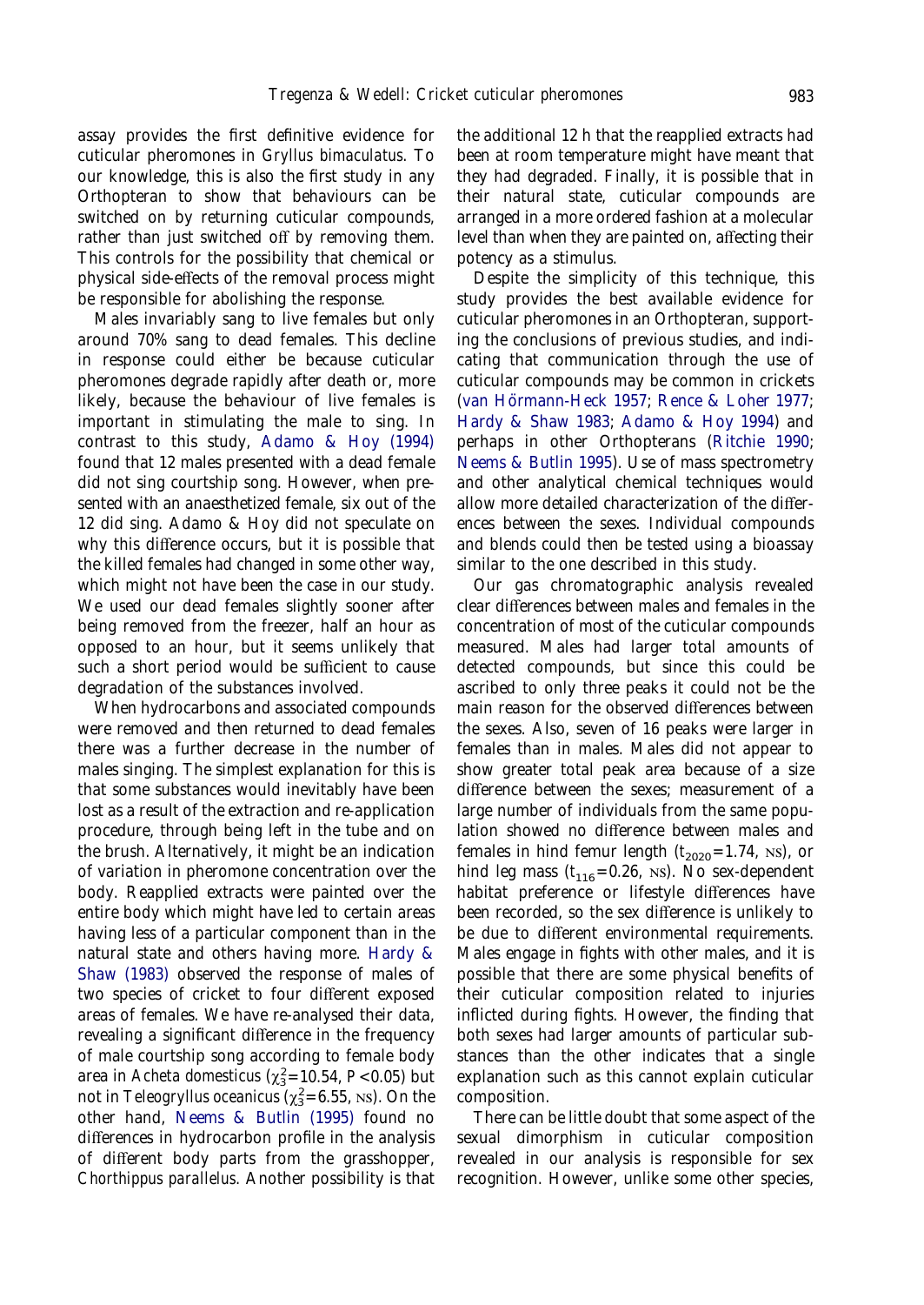assay provides the first definitive evidence for cuticular pheromones in *Gryllus bimaculatus*. To our knowledge, this is also the first study in any Orthopteran to show that behaviours can be switched on by returning cuticular compounds, rather than just switched off by removing them. This controls for the possibility that chemical or physical side-effects of the removal process might be responsible for abolishing the response.

Males invariably sang to live females but only around 70% sang to dead females. This decline in response could either be because cuticular pheromones degrade rapidly after death or, more likely, because the behaviour of live females is important in stimulating the male to sing. In contrast to this study, Adamo & Hoy (1994) found that 12 males presented with a dead female did not sing courtship song. However, when presented with an anaesthetized female, six out of the 12 did sing. Adamo & Hoy did not speculate on why this difference occurs, but it is possible that the killed females had changed in some other way, which might not have been the case in our study. We used our dead females slightly sooner after being removed from the freezer, half an hour as opposed to an hour, but it seems unlikely that such a short period would be sufficient to cause degradation of the substances involved.

When hydrocarbons and associated compounds were removed and then returned to dead females there was a further decrease in the number of males singing. The simplest explanation for this is that some substances would inevitably have been lost as a result of the extraction and re-application procedure, through being left in the tube and on the brush. Alternatively, it might be an indication of variation in pheromone concentration over the body. Reapplied extracts were painted over the entire body which might have led to certain areas having less of a particular component than in the natural state and others having more. Hardy & Shaw (1983) observed the response of males of two species of cricket to four different exposed areas of females. We have re-analysed their data, revealing a significant difference in the frequency of male courtship song according to female body area in *Acheta domesticus* ($\chi^2_3=10.54$, $P<0.05$) but not in *Teleogryllus oceanicus* ($\chi^2_3=6.55$, NS). On the other hand, Neems & Butlin (1995) found no differences in hydrocarbon profile in the analysis of different body parts from the grasshopper, *Chorthippus parallelus*. Another possibility is that the additional 12 h that the reapplied extracts had been at room temperature might have meant that they had degraded. Finally, it is possible that in their natural state, cuticular compounds are arranged in a more ordered fashion at a molecular level than when they are painted on, affecting their potency as a stimulus.

Despite the simplicity of this technique, this study provides the best available evidence for cuticular pheromones in an Orthopteran, supporting the conclusions of previous studies, and indicating that communication through the use of cuticular compounds may be common in crickets (van Hörmann-Heck 1957; Rence & Loher 1977; Hardy & Shaw 1983; Adamo & Hoy 1994) and perhaps in other Orthopterans (Ritchie 1990; Neems & Butlin 1995). Use of mass spectrometry and other analytical chemical techniques would allow more detailed characterization of the differences between the sexes. Individual compounds and blends could then be tested using a bioassay similar to the one described in this study.

Our gas chromatographic analysis revealed clear differences between males and females in the concentration of most of the cuticular compounds measured. Males had larger total amounts of detected compounds, but since this could be ascribed to only three peaks it could not be the main reason for the observed differences between the sexes. Also, seven of 16 peaks were larger in females than in males. Males did not appear to show greater total peak area because of a size difference between the sexes; measurement of a large number of individuals from the same population showed no difference between males and females in hind femur length ($t_{2020}=1.74$, NS), or hind leg mass ($t_{116}=0.26$, NS). No sex-dependent habitat preference or lifestyle differences have been recorded, so the sex difference is unlikely to be due to different environmental requirements. Males engage in fights with other males, and it is possible that there are some physical benefits of their cuticular composition related to injuries inflicted during fights. However, the finding that both sexes had larger amounts of particular substances than the other indicates that a single explanation such as this cannot explain cuticular composition.

There can be little doubt that some aspect of the sexual dimorphism in cuticular composition revealed in our analysis is responsible for sex recognition. However, unlike some other species,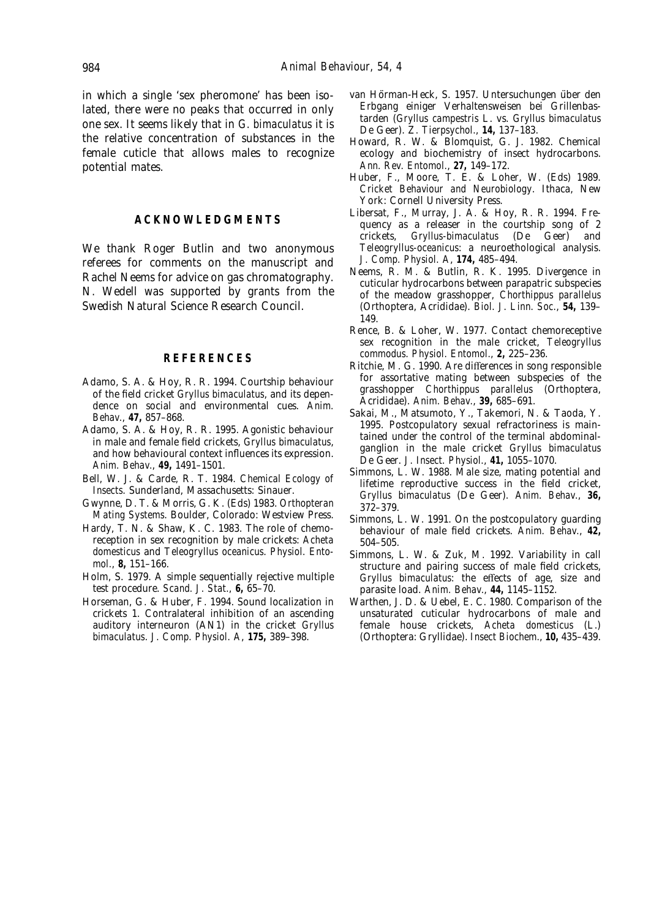in which a single 'sex pheromone' has been isolated, there were no peaks that occurred in only one sex. It seems likely that in *G. bimaculatus* it is the relative concentration of substances in the female cuticle that allows males to recognize potential mates.

## ACKNOWLEDGMENTS

We thank Roger Butlin and two anonymous referees for comments on the manuscript and Rachel Neems for advice on gas chromatography. N. Wedell was supported by grants from the Swedish Natural Science Research Council.

## REFERENCES

Adamo, S. A. & Hoy, R. R. 1994. Courtship behaviour of the field cricket *Gryllus bimaculatus*, and its dependence on social and environmental cues. *Anim. Behav.*, **47,** 857–868.

Adamo, S. A. & Hoy, R. R. 1995. Agonistic behaviour in male and female field crickets, *Gryllus bimaculatus*, and how behavioural context influences its expression. *Anim. Behav.*, **49,** 1491–1501.

Bell, W. J. & Carde, R. T. 1984. *Chemical Ecology of Insects.* Sunderland, Massachusetts: Sinauer.

Gwynne, D. T. & Morris, G. K. (Eds) 1983. *Orthopteran Mating Systems.* Boulder, Colorado: Westview Press.

Hardy, T. N. & Shaw, K. C. 1983. The role of chemoreception in sex recognition by male crickets: *Acheta domesticus* and *Teleogryllus oceanicus*. *Physiol. Entomol.*, **8,** 151–166.

Holm, S. 1979. A simple sequentially rejective multiple test procedure. *Scand. J. Stat.*, **6,** 65–70.

Horseman, G. & Huber, F. 1994. Sound localization in crickets 1. Contralateral inhibition of an ascending auditory interneuron (AN1) in the cricket *Gryllus bimaculatus*. *J. Comp. Physiol. A*, **175,** 389–398.

van Hörman-Heck, S. 1957. Untersuchungen über den Erbgang einiger Verhaltensweisen bei Grillenbastarden (*Gryllus campestris* L. vs. *Gryllus bimaculatus* De Geer). *Z. Tierpsychol.*, **14,** 137–183.

Howard, R. W. & Blomquist, G. J. 1982. Chemical ecology and biochemistry of insect hydrocarbons. *Ann. Rev. Entomol.*, **27,** 149–172.

Huber, F., Moore, T. E. & Loher, W. (Eds) 1989. *Cricket Behaviour and Neurobiology.* Ithaca, New York: Cornell University Press.

Libersat, F., Murray, J. A. & Hoy, R. R. 1994. Frequency as a releaser in the courtship song of 2 crickets, *Gryllus-bimaculatus* (De Geer) and *Teleogryllus-oceanicus*: a neuroethological analysis. *J. Comp. Physiol. A*, **174,** 485–494.

Neems, R. M. & Butlin, R. K. 1995. Divergence in cuticular hydrocarbons between parapatric subspecies of the meadow grasshopper, *Chorthippus parallelus* (Orthoptera, Acrididae). *Biol. J. Linn. Soc.*, **54,** 139–149.

Rence, B. & Loher, W. 1977. Contact chemoreceptive sex recognition in the male cricket, *Teleogryllus commodus*. *Physiol. Entomol.*, **2,** 225–236.

Ritchie, M. G. 1990. Are differences in song responsible for assortative mating between subspecies of the grasshopper *Chorthippus parallelus* (Orthoptera, Acrididae). *Anim. Behav.*, **39,** 685–691.

Sakai, M., Matsumoto, Y., Takemori, N. & Taoda, Y. 1995. Postcopulatory sexual refractoriness is maintained under the control of the terminal abdominal-ganglion in the male cricket *Gryllus bimaculatus* De Geer. *J. Insect. Physiol.*, **41,** 1055–1070.

Simmons, L. W. 1988. Male size, mating potential and lifetime reproductive success in the field cricket, *Gryllus bimaculatus* (De Geer). *Anim. Behav.*, **36,** 372–379.

Simmons, L. W. 1991. On the postcopulatory guarding behaviour of male field crickets. *Anim. Behav.*, **42,** 504–505.

Simmons, L. W. & Zuk, M. 1992. Variability in call structure and pairing success of male field crickets, *Gryllus bimaculatus*: the effects of age, size and parasite load. *Anim. Behav.*, **44,** 1145–1152.

Warthen, J. D. & Uebel, E. C. 1980. Comparison of the unsaturated cuticular hydrocarbons of male and female house crickets, *Acheta domesticus* (L.) (Orthoptera: Gryllidae). *Insect Biochem.*, **10,** 435–439.